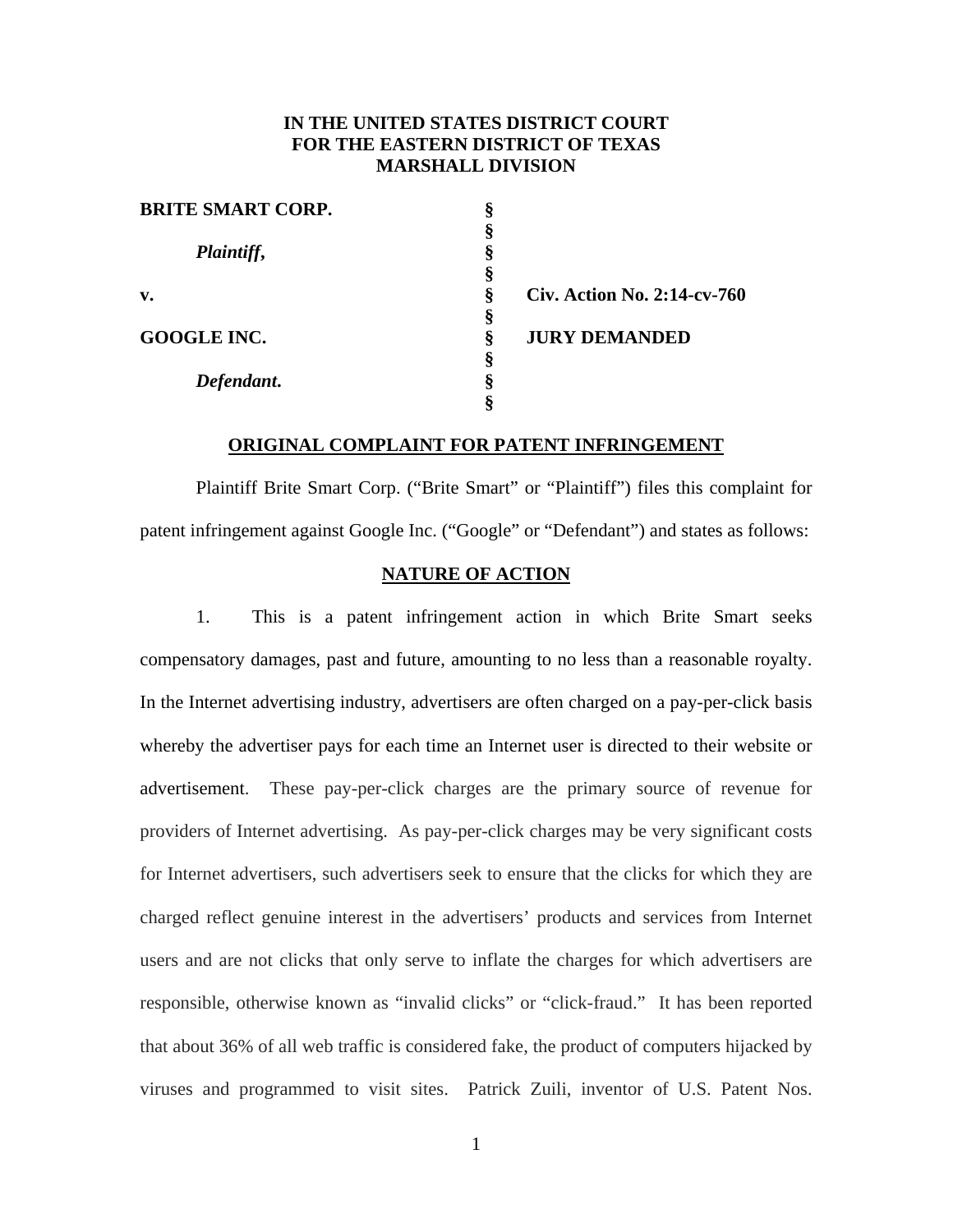**IN THE UNITED STATES DISTRICT COURT**
**FOR THE EASTERN DISTRICT OF TEXAS**
**MARSHALL DIVISION**

| | | |
|---|---|---|
| **BRITE SMART CORP.** | § | |
| | § | |
| ***Plaintiff*,** | § | |
| | § | |
| **v.** | § | **Civ. Action No. 2:14-cv-760** |
| | § | |
| **GOOGLE INC.** | § | **JURY DEMANDED** |
| | § | |
| ***Defendant*.** | § | |
| | § | |

**ORIGINAL COMPLAINT FOR PATENT INFRINGEMENT**

Plaintiff Brite Smart Corp. ("Brite Smart" or "Plaintiff") files this complaint for patent infringement against Google Inc. ("Google" or "Defendant") and states as follows:

**NATURE OF ACTION**

1. This is a patent infringement action in which Brite Smart seeks compensatory damages, past and future, amounting to no less than a reasonable royalty. In the Internet advertising industry, advertisers are often charged on a pay-per-click basis whereby the advertiser pays for each time an Internet user is directed to their website or advertisement. These pay-per-click charges are the primary source of revenue for providers of Internet advertising. As pay-per-click charges may be very significant costs for Internet advertisers, such advertisers seek to ensure that the clicks for which they are charged reflect genuine interest in the advertisers' products and services from Internet users and are not clicks that only serve to inflate the charges for which advertisers are responsible, otherwise known as "invalid clicks" or "click-fraud." It has been reported that about 36% of all web traffic is considered fake, the product of computers hijacked by viruses and programmed to visit sites. Patrick Zuili, inventor of U.S. Patent Nos.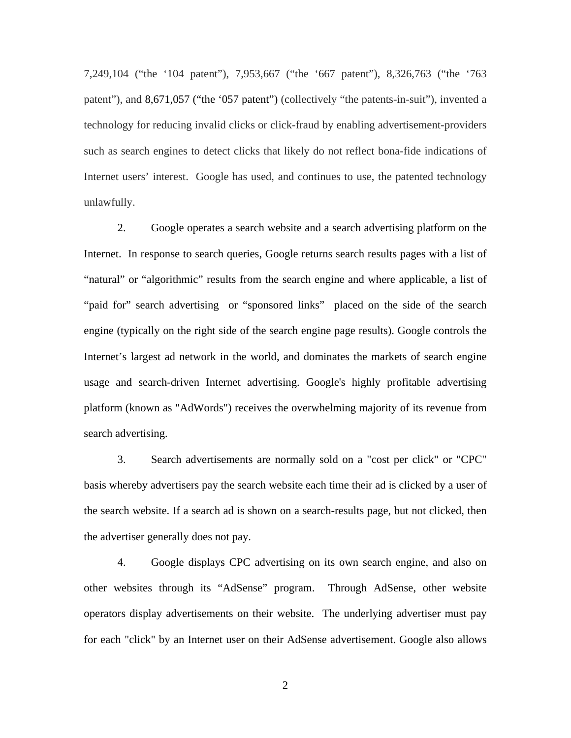7,249,104 ("the '104 patent"), 7,953,667 ("the '667 patent"), 8,326,763 ("the '763 patent"), and 8,671,057 ("the '057 patent") (collectively "the patents-in-suit"), invented a technology for reducing invalid clicks or click-fraud by enabling advertisement-providers such as search engines to detect clicks that likely do not reflect bona-fide indications of Internet users' interest. Google has used, and continues to use, the patented technology unlawfully.

2. Google operates a search website and a search advertising platform on the Internet. In response to search queries, Google returns search results pages with a list of "natural" or "algorithmic" results from the search engine and where applicable, a list of "paid for" search advertising or "sponsored links" placed on the side of the search engine (typically on the right side of the search engine page results). Google controls the Internet's largest ad network in the world, and dominates the markets of search engine usage and search-driven Internet advertising. Google's highly profitable advertising platform (known as "AdWords") receives the overwhelming majority of its revenue from search advertising.

3. Search advertisements are normally sold on a "cost per click" or "CPC" basis whereby advertisers pay the search website each time their ad is clicked by a user of the search website. If a search ad is shown on a search-results page, but not clicked, then the advertiser generally does not pay.

4. Google displays CPC advertising on its own search engine, and also on other websites through its "AdSense" program. Through AdSense, other website operators display advertisements on their website. The underlying advertiser must pay for each "click" by an Internet user on their AdSense advertisement. Google also allows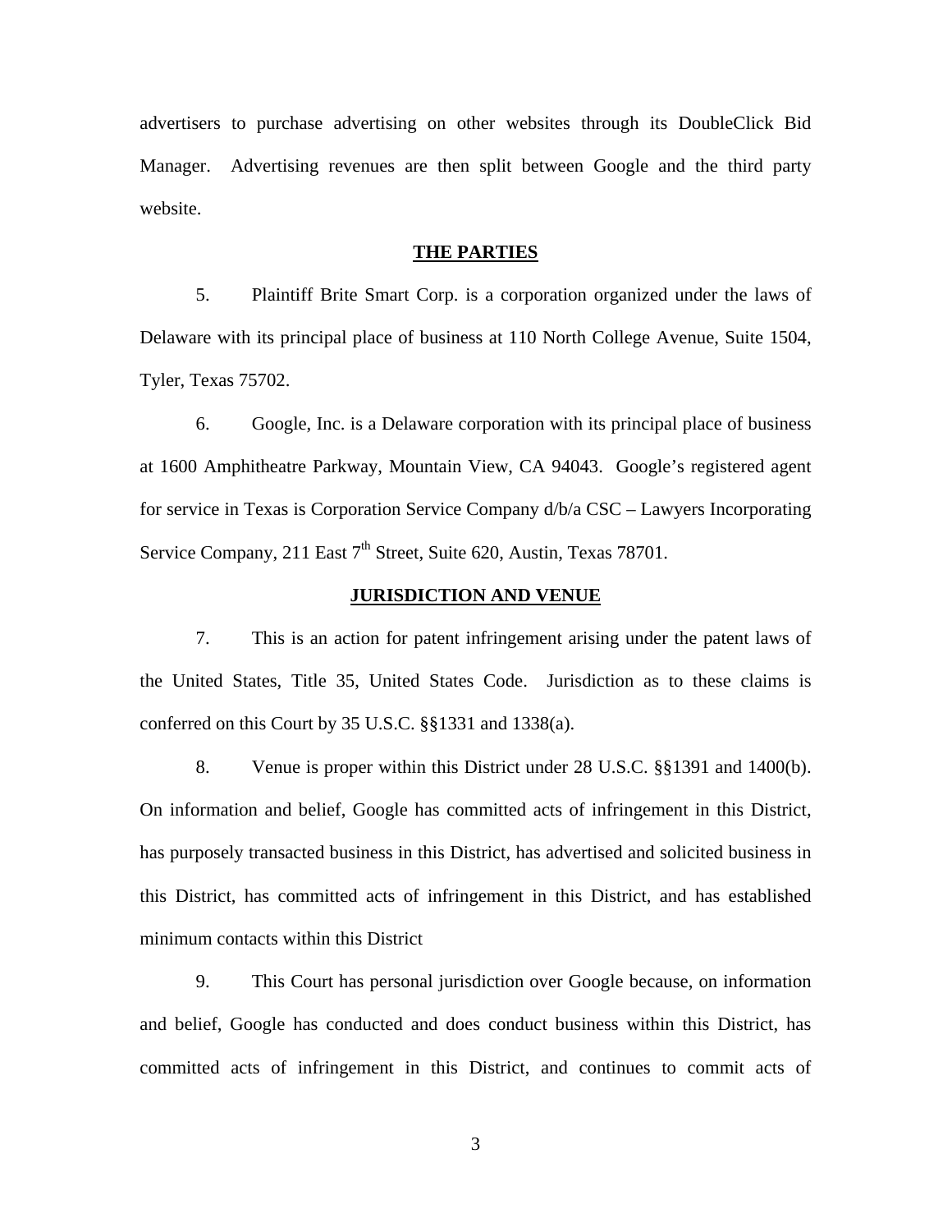advertisers to purchase advertising on other websites through its DoubleClick Bid Manager. Advertising revenues are then split between Google and the third party website.

## THE PARTIES

5. Plaintiff Brite Smart Corp. is a corporation organized under the laws of Delaware with its principal place of business at 110 North College Avenue, Suite 1504, Tyler, Texas 75702.

6. Google, Inc. is a Delaware corporation with its principal place of business at 1600 Amphitheatre Parkway, Mountain View, CA 94043. Google's registered agent for service in Texas is Corporation Service Company d/b/a CSC – Lawyers Incorporating Service Company, 211 East 7th Street, Suite 620, Austin, Texas 78701.

## JURISDICTION AND VENUE

7. This is an action for patent infringement arising under the patent laws of the United States, Title 35, United States Code. Jurisdiction as to these claims is conferred on this Court by 35 U.S.C. §§1331 and 1338(a).

8. Venue is proper within this District under 28 U.S.C. §§1391 and 1400(b). On information and belief, Google has committed acts of infringement in this District, has purposely transacted business in this District, has advertised and solicited business in this District, has committed acts of infringement in this District, and has established minimum contacts within this District

9. This Court has personal jurisdiction over Google because, on information and belief, Google has conducted and does conduct business within this District, has committed acts of infringement in this District, and continues to commit acts of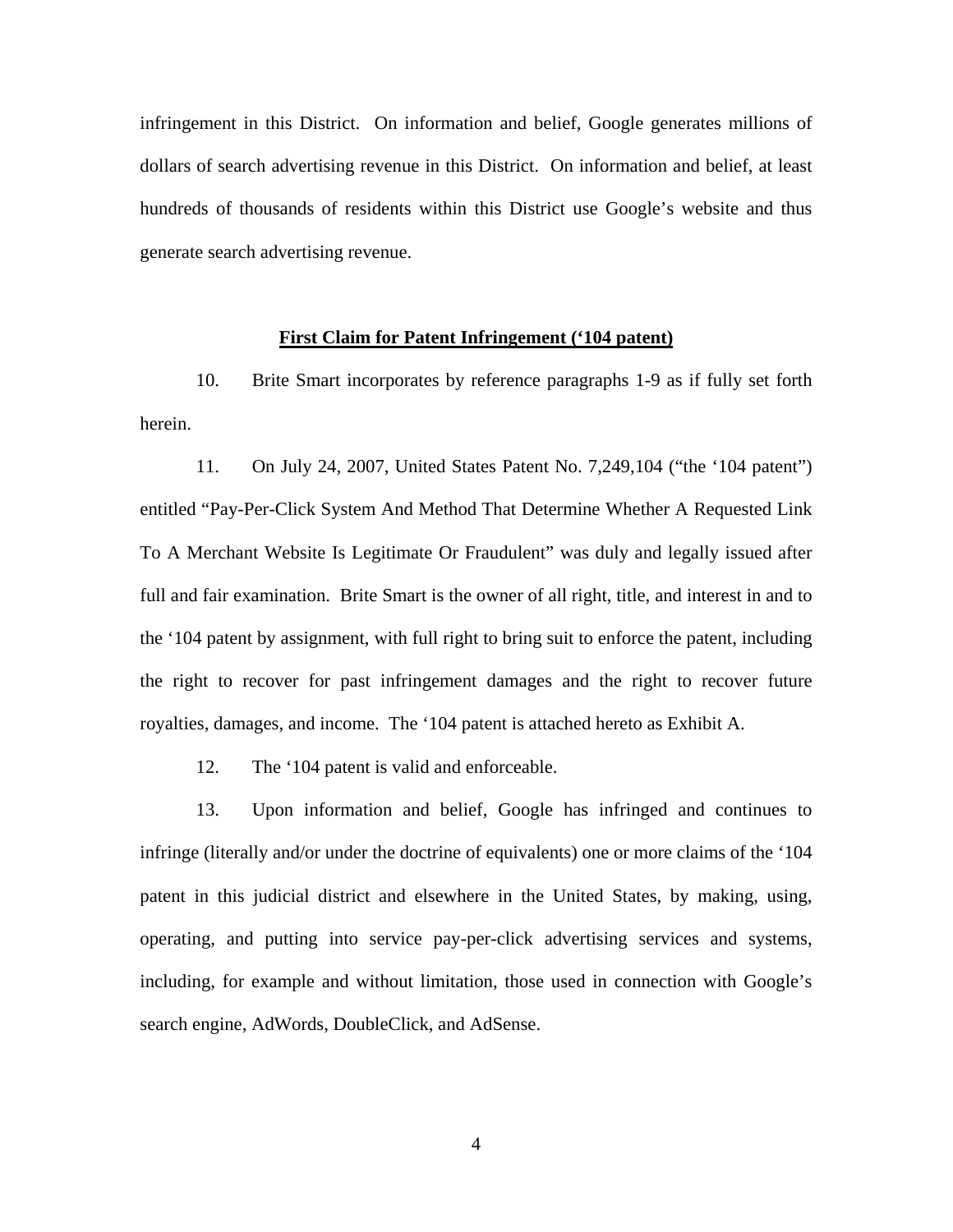infringement in this District. On information and belief, Google generates millions of dollars of search advertising revenue in this District. On information and belief, at least hundreds of thousands of residents within this District use Google's website and thus generate search advertising revenue.

**First Claim for Patent Infringement ('104 patent)**

10. Brite Smart incorporates by reference paragraphs 1-9 as if fully set forth herein.

11. On July 24, 2007, United States Patent No. 7,249,104 ("the '104 patent") entitled "Pay-Per-Click System And Method That Determine Whether A Requested Link To A Merchant Website Is Legitimate Or Fraudulent" was duly and legally issued after full and fair examination. Brite Smart is the owner of all right, title, and interest in and to the '104 patent by assignment, with full right to bring suit to enforce the patent, including the right to recover for past infringement damages and the right to recover future royalties, damages, and income. The '104 patent is attached hereto as Exhibit A.

12. The '104 patent is valid and enforceable.

13. Upon information and belief, Google has infringed and continues to infringe (literally and/or under the doctrine of equivalents) one or more claims of the '104 patent in this judicial district and elsewhere in the United States, by making, using, operating, and putting into service pay-per-click advertising services and systems, including, for example and without limitation, those used in connection with Google's search engine, AdWords, DoubleClick, and AdSense.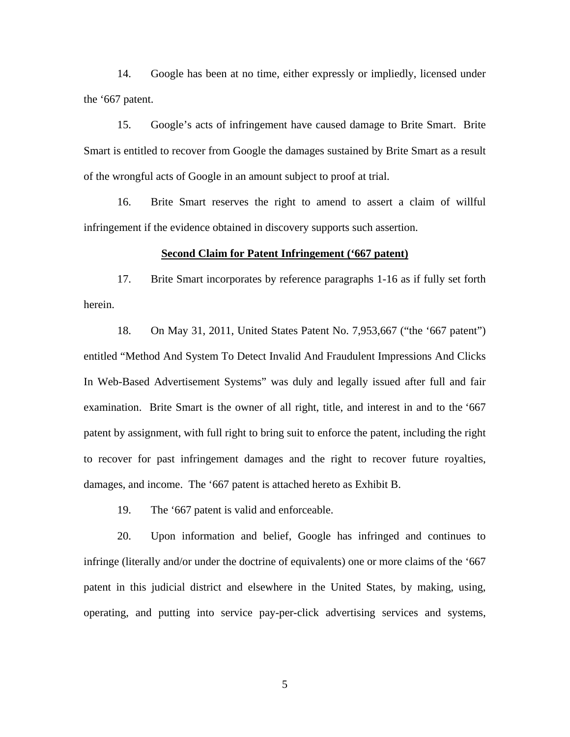14. Google has been at no time, either expressly or impliedly, licensed under the '667 patent.

15. Google's acts of infringement have caused damage to Brite Smart. Brite Smart is entitled to recover from Google the damages sustained by Brite Smart as a result of the wrongful acts of Google in an amount subject to proof at trial.

16. Brite Smart reserves the right to amend to assert a claim of willful infringement if the evidence obtained in discovery supports such assertion.

**<u>Second Claim for Patent Infringement ('667 patent)</u>**

17. Brite Smart incorporates by reference paragraphs 1-16 as if fully set forth herein.

18. On May 31, 2011, United States Patent No. 7,953,667 ("the '667 patent") entitled "Method And System To Detect Invalid And Fraudulent Impressions And Clicks In Web-Based Advertisement Systems" was duly and legally issued after full and fair examination. Brite Smart is the owner of all right, title, and interest in and to the '667 patent by assignment, with full right to bring suit to enforce the patent, including the right to recover for past infringement damages and the right to recover future royalties, damages, and income. The '667 patent is attached hereto as Exhibit B.

19. The '667 patent is valid and enforceable.

20. Upon information and belief, Google has infringed and continues to infringe (literally and/or under the doctrine of equivalents) one or more claims of the '667 patent in this judicial district and elsewhere in the United States, by making, using, operating, and putting into service pay-per-click advertising services and systems,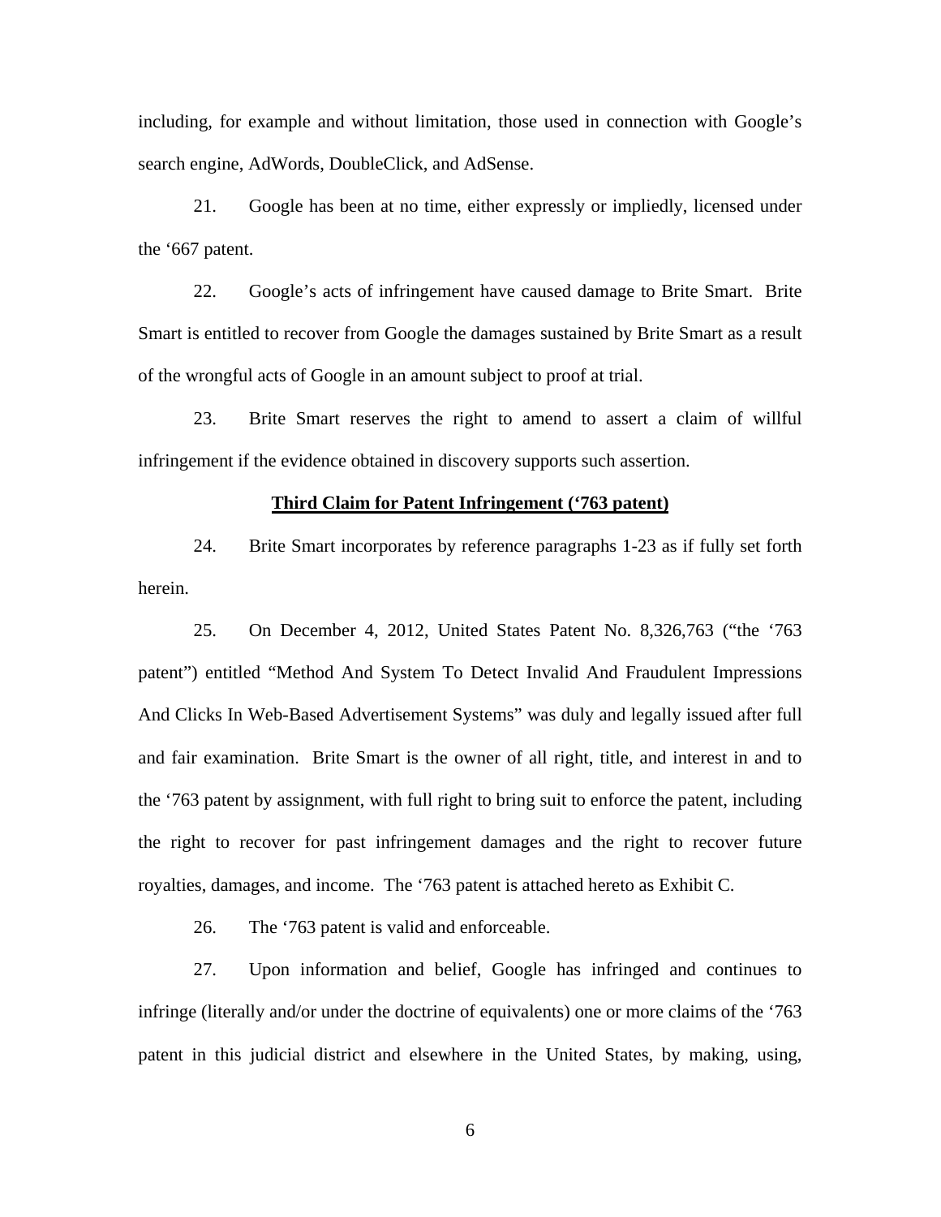including, for example and without limitation, those used in connection with Google's search engine, AdWords, DoubleClick, and AdSense.

21. Google has been at no time, either expressly or impliedly, licensed under the '667 patent.

22. Google's acts of infringement have caused damage to Brite Smart. Brite Smart is entitled to recover from Google the damages sustained by Brite Smart as a result of the wrongful acts of Google in an amount subject to proof at trial.

23. Brite Smart reserves the right to amend to assert a claim of willful infringement if the evidence obtained in discovery supports such assertion.

**Third Claim for Patent Infringement ('763 patent)**

24. Brite Smart incorporates by reference paragraphs 1-23 as if fully set forth herein.

25. On December 4, 2012, United States Patent No. 8,326,763 ("the '763 patent") entitled "Method And System To Detect Invalid And Fraudulent Impressions And Clicks In Web-Based Advertisement Systems" was duly and legally issued after full and fair examination. Brite Smart is the owner of all right, title, and interest in and to the '763 patent by assignment, with full right to bring suit to enforce the patent, including the right to recover for past infringement damages and the right to recover future royalties, damages, and income. The '763 patent is attached hereto as Exhibit C.

26. The '763 patent is valid and enforceable.

27. Upon information and belief, Google has infringed and continues to infringe (literally and/or under the doctrine of equivalents) one or more claims of the '763 patent in this judicial district and elsewhere in the United States, by making, using,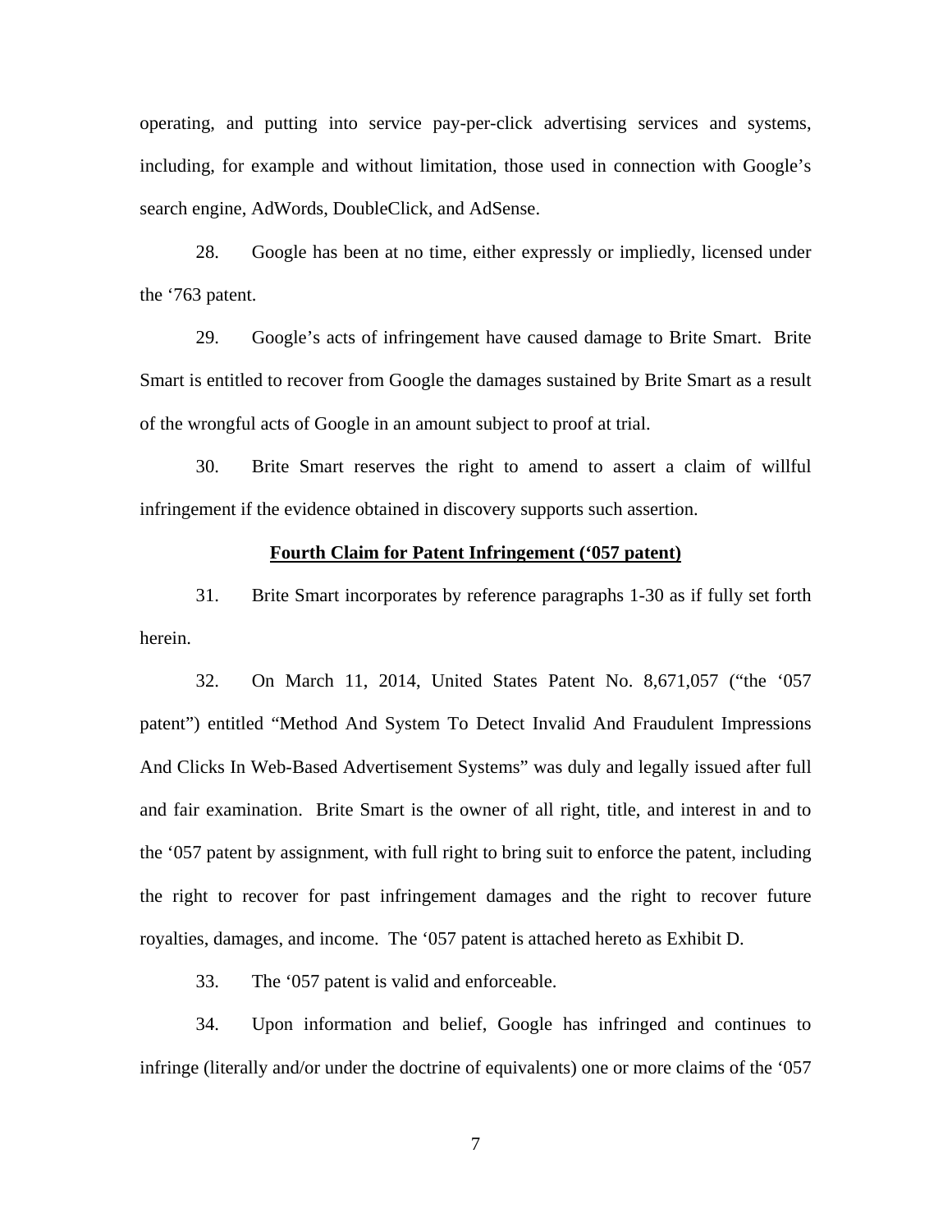operating, and putting into service pay-per-click advertising services and systems, including, for example and without limitation, those used in connection with Google's search engine, AdWords, DoubleClick, and AdSense.

28. Google has been at no time, either expressly or impliedly, licensed under the '763 patent.

29. Google's acts of infringement have caused damage to Brite Smart. Brite Smart is entitled to recover from Google the damages sustained by Brite Smart as a result of the wrongful acts of Google in an amount subject to proof at trial.

30. Brite Smart reserves the right to amend to assert a claim of willful infringement if the evidence obtained in discovery supports such assertion.

**Fourth Claim for Patent Infringement ('057 patent)**

31. Brite Smart incorporates by reference paragraphs 1-30 as if fully set forth herein.

32. On March 11, 2014, United States Patent No. 8,671,057 ("the '057 patent") entitled "Method And System To Detect Invalid And Fraudulent Impressions And Clicks In Web-Based Advertisement Systems" was duly and legally issued after full and fair examination. Brite Smart is the owner of all right, title, and interest in and to the '057 patent by assignment, with full right to bring suit to enforce the patent, including the right to recover for past infringement damages and the right to recover future royalties, damages, and income. The '057 patent is attached hereto as Exhibit D.

33. The '057 patent is valid and enforceable.

34. Upon information and belief, Google has infringed and continues to infringe (literally and/or under the doctrine of equivalents) one or more claims of the '057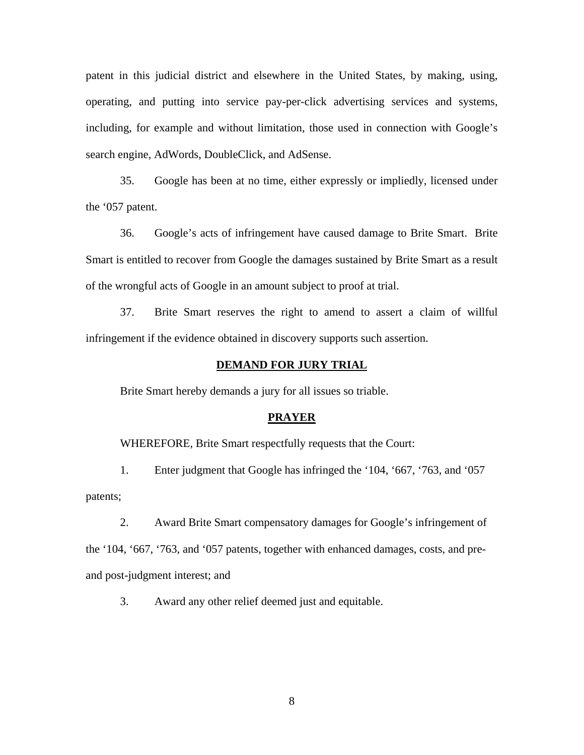patent in this judicial district and elsewhere in the United States, by making, using, operating, and putting into service pay-per-click advertising services and systems, including, for example and without limitation, those used in connection with Google's search engine, AdWords, DoubleClick, and AdSense.

35. Google has been at no time, either expressly or impliedly, licensed under the '057 patent.

36. Google's acts of infringement have caused damage to Brite Smart. Brite Smart is entitled to recover from Google the damages sustained by Brite Smart as a result of the wrongful acts of Google in an amount subject to proof at trial.

37. Brite Smart reserves the right to amend to assert a claim of willful infringement if the evidence obtained in discovery supports such assertion.

## DEMAND FOR JURY TRIAL

Brite Smart hereby demands a jury for all issues so triable.

## PRAYER

WHEREFORE, Brite Smart respectfully requests that the Court:

1. Enter judgment that Google has infringed the '104, '667, '763, and '057 patents;

2. Award Brite Smart compensatory damages for Google's infringement of the '104, '667, '763, and '057 patents, together with enhanced damages, costs, and pre- and post-judgment interest; and

3. Award any other relief deemed just and equitable.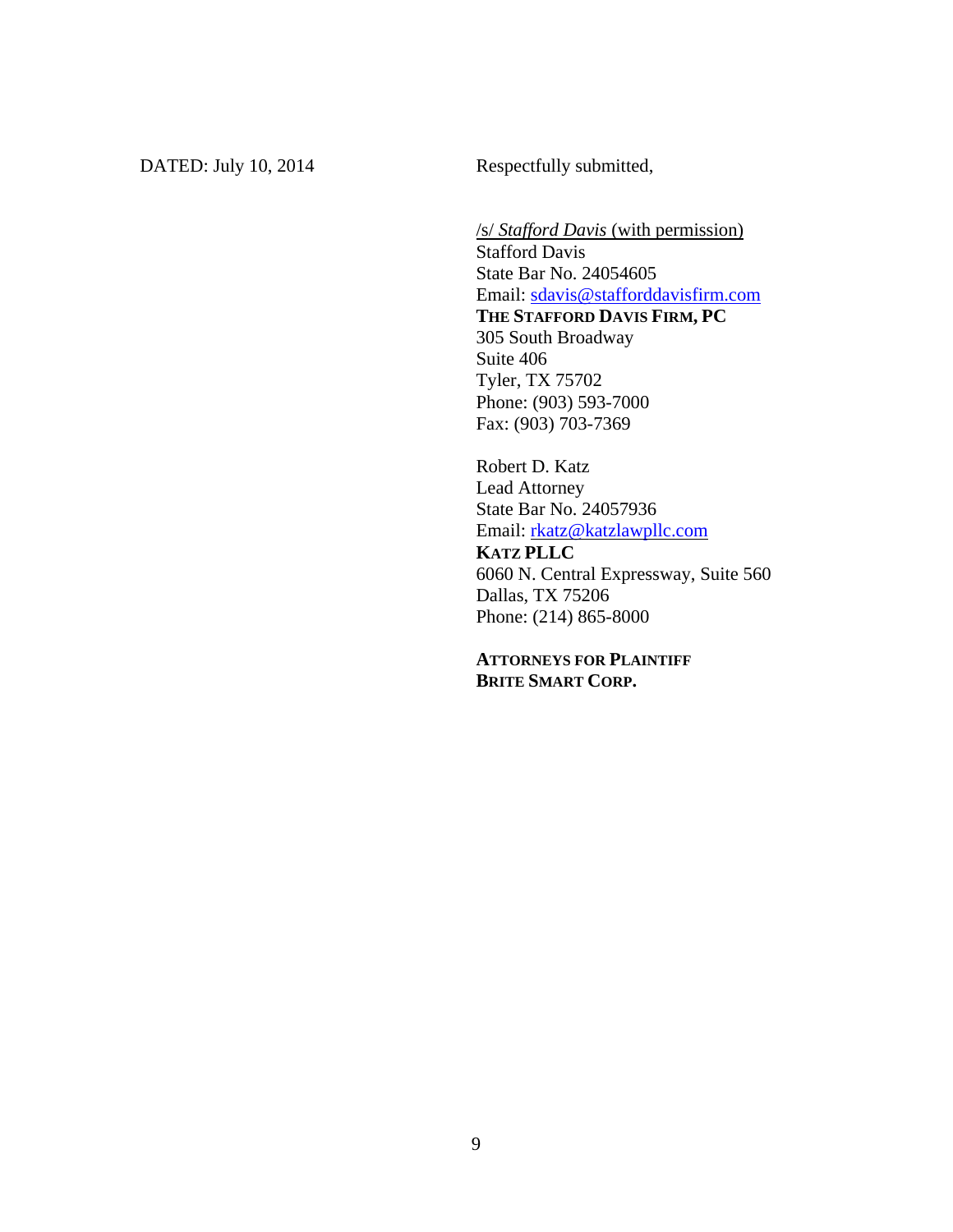DATED: July 10, 2014

Respectfully submitted,

/s/ *Stafford Davis* (with permission)
Stafford Davis
State Bar No. 24054605
Email: sdavis@stafforddavisfirm.com
**THE STAFFORD DAVIS FIRM, PC**
305 South Broadway
Suite 406
Tyler, TX 75702
Phone: (903) 593-7000
Fax: (903) 703-7369

Robert D. Katz
Lead Attorney
State Bar No. 24057936
Email: rkatz@katzlawpllc.com
**KATZ PLLC**
6060 N. Central Expressway, Suite 560
Dallas, TX 75206
Phone: (214) 865-8000

**ATTORNEYS FOR PLAINTIFF BRITE SMART CORP.**